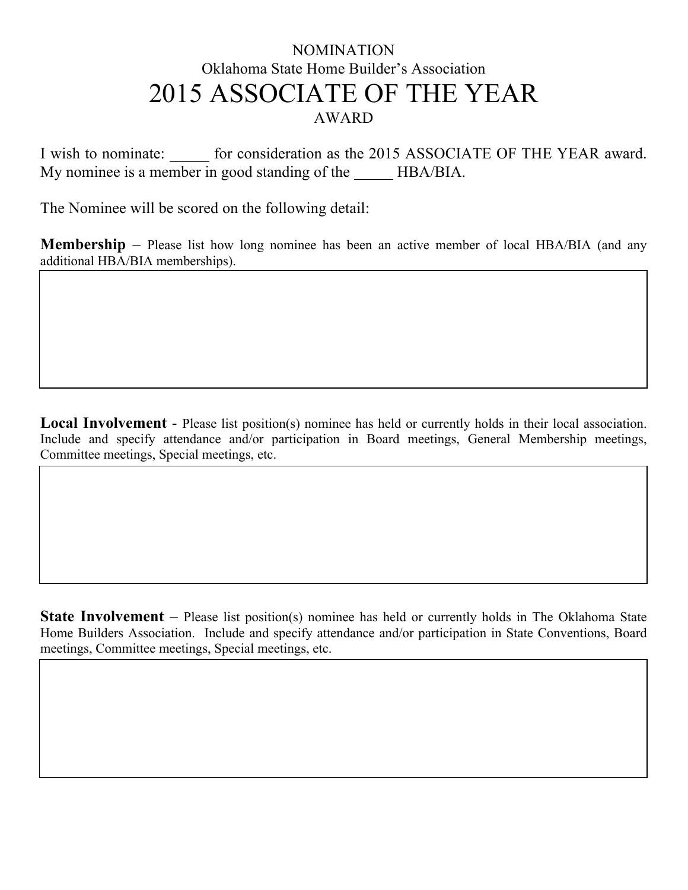NOMINATION

Oklahoma State Home Builder's Association

# 2015 ASSOCIATE OF THE YEAR

AWARD

I wish to nominate: _____ for consideration as the 2015 ASSOCIATE OF THE YEAR award. My nominee is a member in good standing of the _____ HBA/BIA.

The Nominee will be scored on the following detail:

**Membership** – Please list how long nominee has been an active member of local HBA/BIA (and any additional HBA/BIA memberships).

**Local Involvement** - Please list position(s) nominee has held or currently holds in their local association. Include and specify attendance and/or participation in Board meetings, General Membership meetings, Committee meetings, Special meetings, etc.

**State Involvement** – Please list position(s) nominee has held or currently holds in The Oklahoma State Home Builders Association. Include and specify attendance and/or participation in State Conventions, Board meetings, Committee meetings, Special meetings, etc.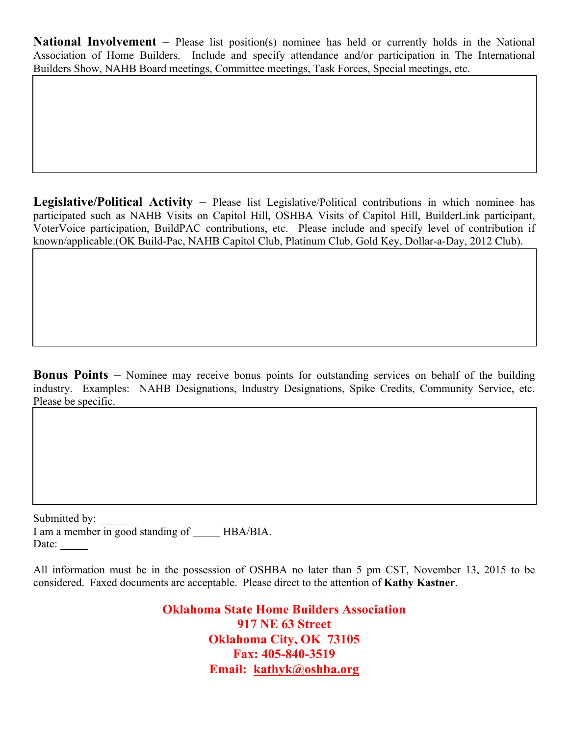**National Involvement** – Please list position(s) nominee has held or currently holds in the National Association of Home Builders. Include and specify attendance and/or participation in The International Builders Show, NAHB Board meetings, Committee meetings, Task Forces, Special meetings, etc.

**Legislative/Political Activity** – Please list Legislative/Political contributions in which nominee has participated such as NAHB Visits on Capitol Hill, OSHBA Visits of Capitol Hill, BuilderLink participant, VoterVoice participation, BuildPAC contributions, etc. Please include and specify level of contribution if known/applicable.(OK Build-Pac, NAHB Capitol Club, Platinum Club, Gold Key, Dollar-a-Day, 2012 Club).

**Bonus Points** – Nominee may receive bonus points for outstanding services on behalf of the building industry. Examples: NAHB Designations, Industry Designations, Spike Credits, Community Service, etc. Please be specific.

Submitted by: _____
I am a member in good standing of _____ HBA/BIA.
Date: _____

All information must be in the possession of OSHBA no later than 5 pm CST, November 13, 2015 to be considered. Faxed documents are acceptable. Please direct to the attention of **Kathy Kastner**.

**Oklahoma State Home Builders Association**
**917 NE 63 Street**
**Oklahoma City, OK 73105**
**Fax: 405-840-3519**
**Email: kathyk@oshba.org**